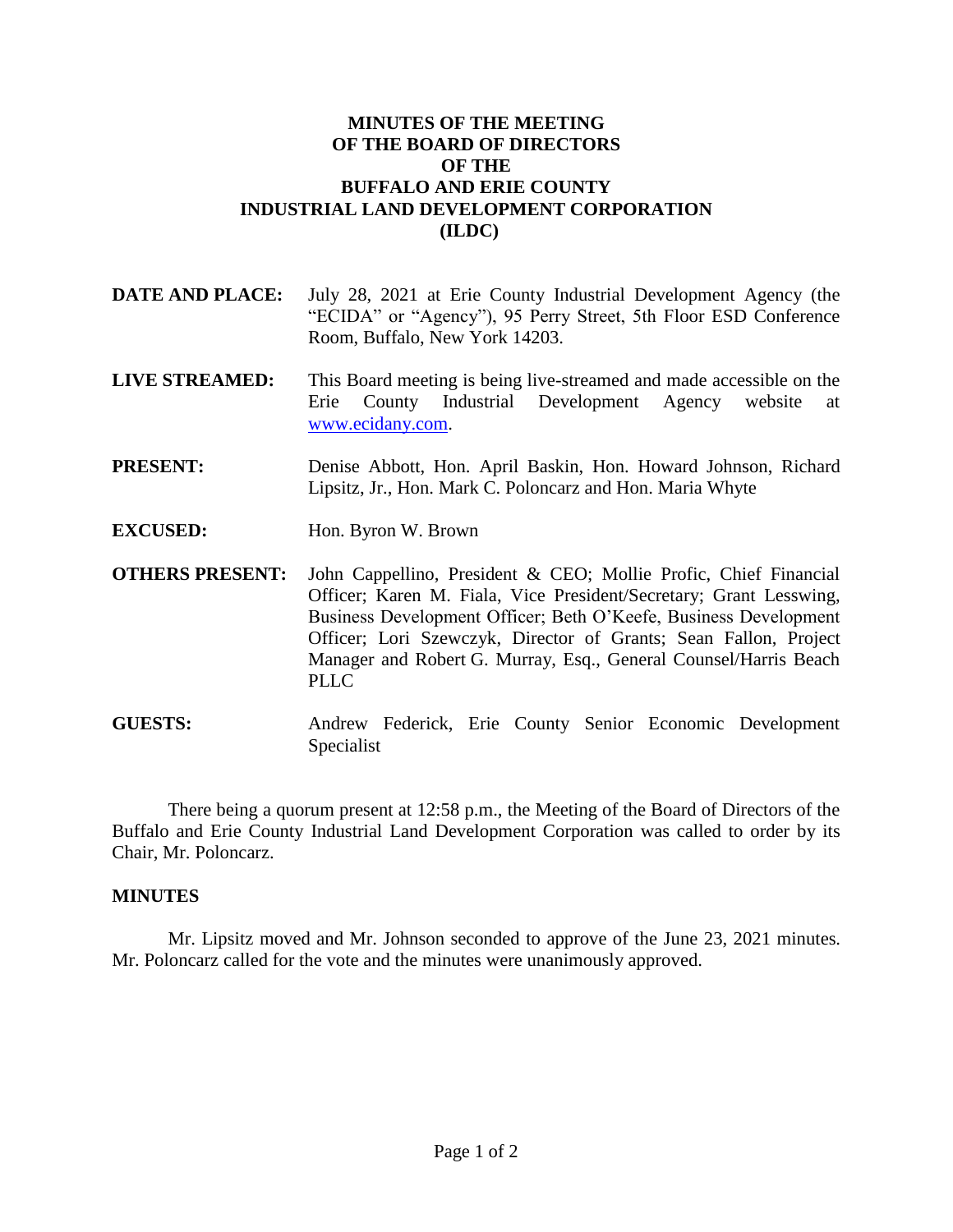# MINUTES OF THE MEETING OF THE BOARD OF DIRECTORS OF THE BUFFALO AND ERIE COUNTY INDUSTRIAL LAND DEVELOPMENT CORPORATION (ILDC)

**DATE AND PLACE:** July 28, 2021 at Erie County Industrial Development Agency (the "ECIDA" or "Agency"), 95 Perry Street, 5th Floor ESD Conference Room, Buffalo, New York 14203.

**LIVE STREAMED:** This Board meeting is being live-streamed and made accessible on the Erie County Industrial Development Agency website at www.ecidany.com.

**PRESENT:** Denise Abbott, Hon. April Baskin, Hon. Howard Johnson, Richard Lipsitz, Jr., Hon. Mark C. Poloncarz and Hon. Maria Whyte

**EXCUSED:** Hon. Byron W. Brown

**OTHERS PRESENT:** John Cappellino, President & CEO; Mollie Profic, Chief Financial Officer; Karen M. Fiala, Vice President/Secretary; Grant Lesswing, Business Development Officer; Beth O'Keefe, Business Development Officer; Lori Szewczyk, Director of Grants; Sean Fallon, Project Manager and Robert G. Murray, Esq., General Counsel/Harris Beach PLLC

**GUESTS:** Andrew Federick, Erie County Senior Economic Development Specialist

There being a quorum present at 12:58 p.m., the Meeting of the Board of Directors of the Buffalo and Erie County Industrial Land Development Corporation was called to order by its Chair, Mr. Poloncarz.

## MINUTES

Mr. Lipsitz moved and Mr. Johnson seconded to approve of the June 23, 2021 minutes. Mr. Poloncarz called for the vote and the minutes were unanimously approved.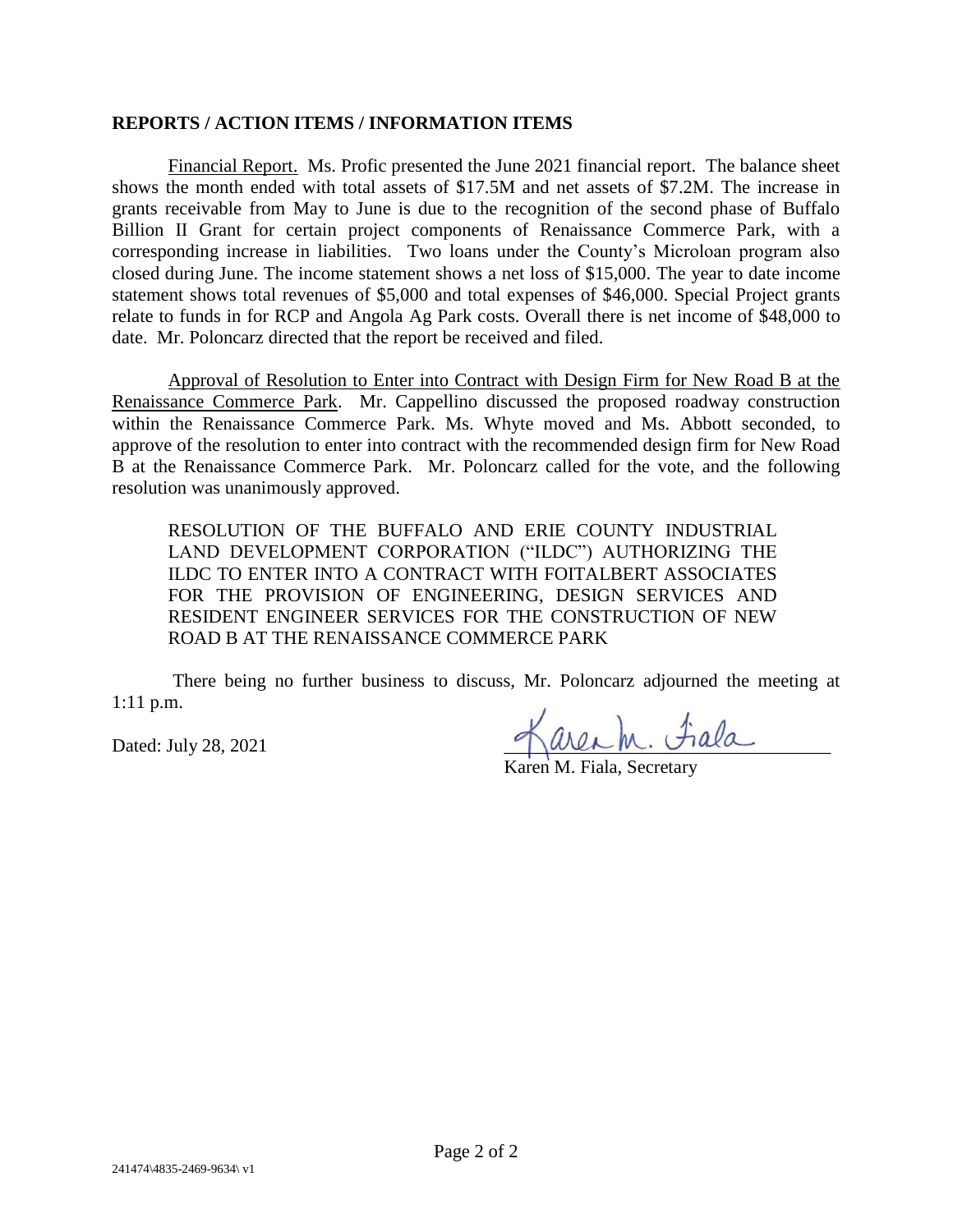## REPORTS / ACTION ITEMS / INFORMATION ITEMS

Financial Report. Ms. Profic presented the June 2021 financial report. The balance sheet shows the month ended with total assets of $17.5M and net assets of $7.2M. The increase in grants receivable from May to June is due to the recognition of the second phase of Buffalo Billion II Grant for certain project components of Renaissance Commerce Park, with a corresponding increase in liabilities. Two loans under the County's Microloan program also closed during June. The income statement shows a net loss of $15,000. The year to date income statement shows total revenues of $5,000 and total expenses of $46,000. Special Project grants relate to funds in for RCP and Angola Ag Park costs. Overall there is net income of $48,000 to date. Mr. Poloncarz directed that the report be received and filed.

Approval of Resolution to Enter into Contract with Design Firm for New Road B at the Renaissance Commerce Park. Mr. Cappellino discussed the proposed roadway construction within the Renaissance Commerce Park. Ms. Whyte moved and Ms. Abbott seconded, to approve of the resolution to enter into contract with the recommended design firm for New Road B at the Renaissance Commerce Park. Mr. Poloncarz called for the vote, and the following resolution was unanimously approved.

> RESOLUTION OF THE BUFFALO AND ERIE COUNTY INDUSTRIAL LAND DEVELOPMENT CORPORATION ("ILDC") AUTHORIZING THE ILDC TO ENTER INTO A CONTRACT WITH FOITALBERT ASSOCIATES FOR THE PROVISION OF ENGINEERING, DESIGN SERVICES AND RESIDENT ENGINEER SERVICES FOR THE CONSTRUCTION OF NEW ROAD B AT THE RENAISSANCE COMMERCE PARK

There being no further business to discuss, Mr. Poloncarz adjourned the meeting at 1:11 p.m.

Dated: July 28, 2021

Karen M. Fiala

Karen M. Fiala, Secretary

241474\4835-2469-9634\ v1